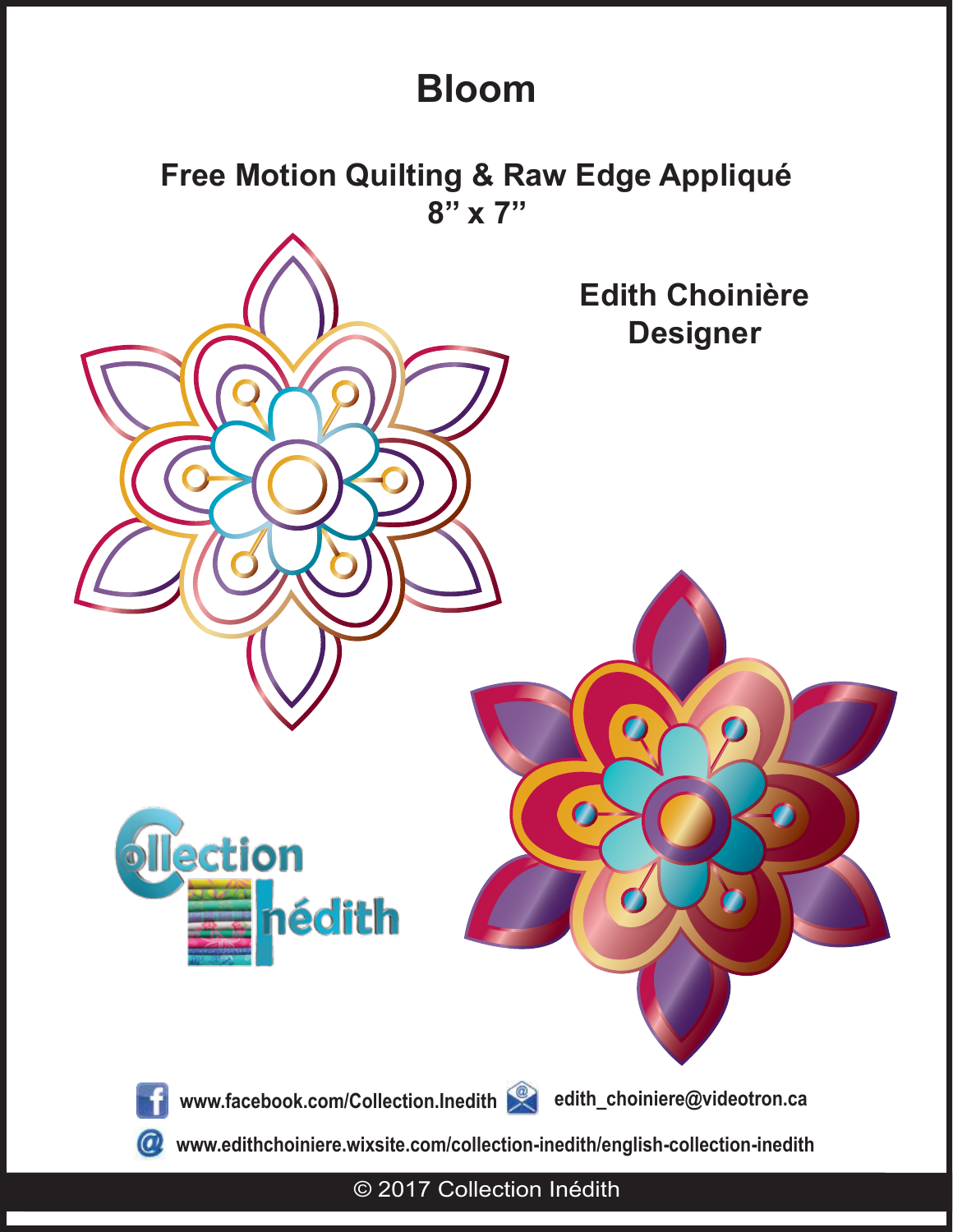# Bloom

## Free Motion Quilting & Raw Edge Appliqué
## 8” x 7”

**Edith Choinière**
**Designer**

Collection Inédith

www.facebook.com/Collection.Inedith edith_choiniere@videotron.ca

www.edithchoiniere.wixsite.com/collection-inedith/english-collection-inedith

© 2017 Collection Inédith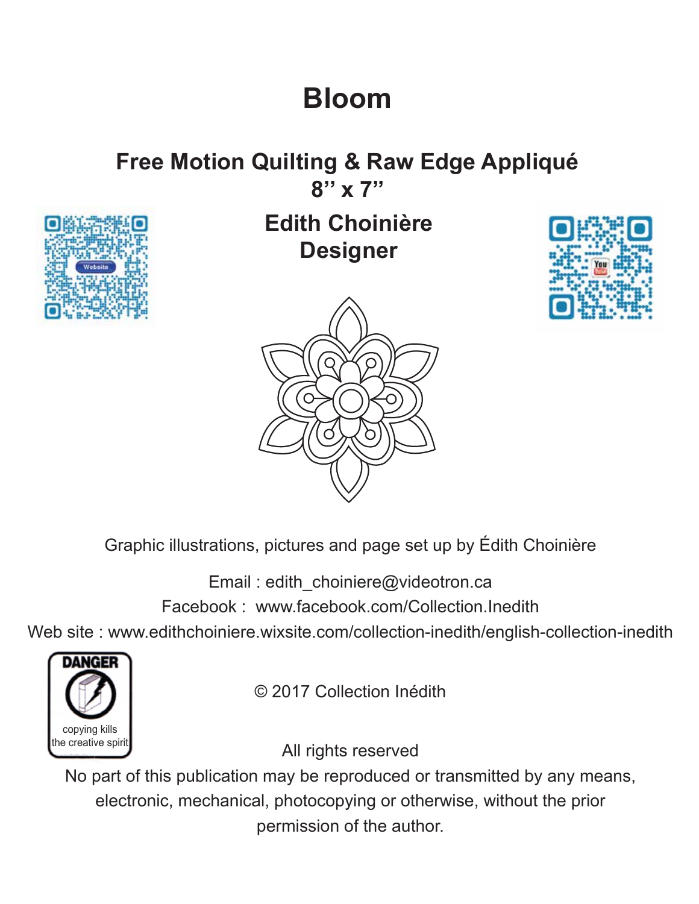# Bloom

## Free Motion Quilting & Raw Edge Appliqué
## 8'' x 7''

### Edith Choinière
### Designer

Graphic illustrations, pictures and page set up by Édith Choinière

Email : edith_choiniere@videotron.ca

Facebook : www.facebook.com/Collection.Inedith

Web site : www.edithchoiniere.wixsite.com/collection-inedith/english-collection-inedith

DANGER

copying kills the creative spirit

© 2017 Collection Inédith

All rights reserved

No part of this publication may be reproduced or transmitted by any means, electronic, mechanical, photocopying or otherwise, without the prior permission of the author.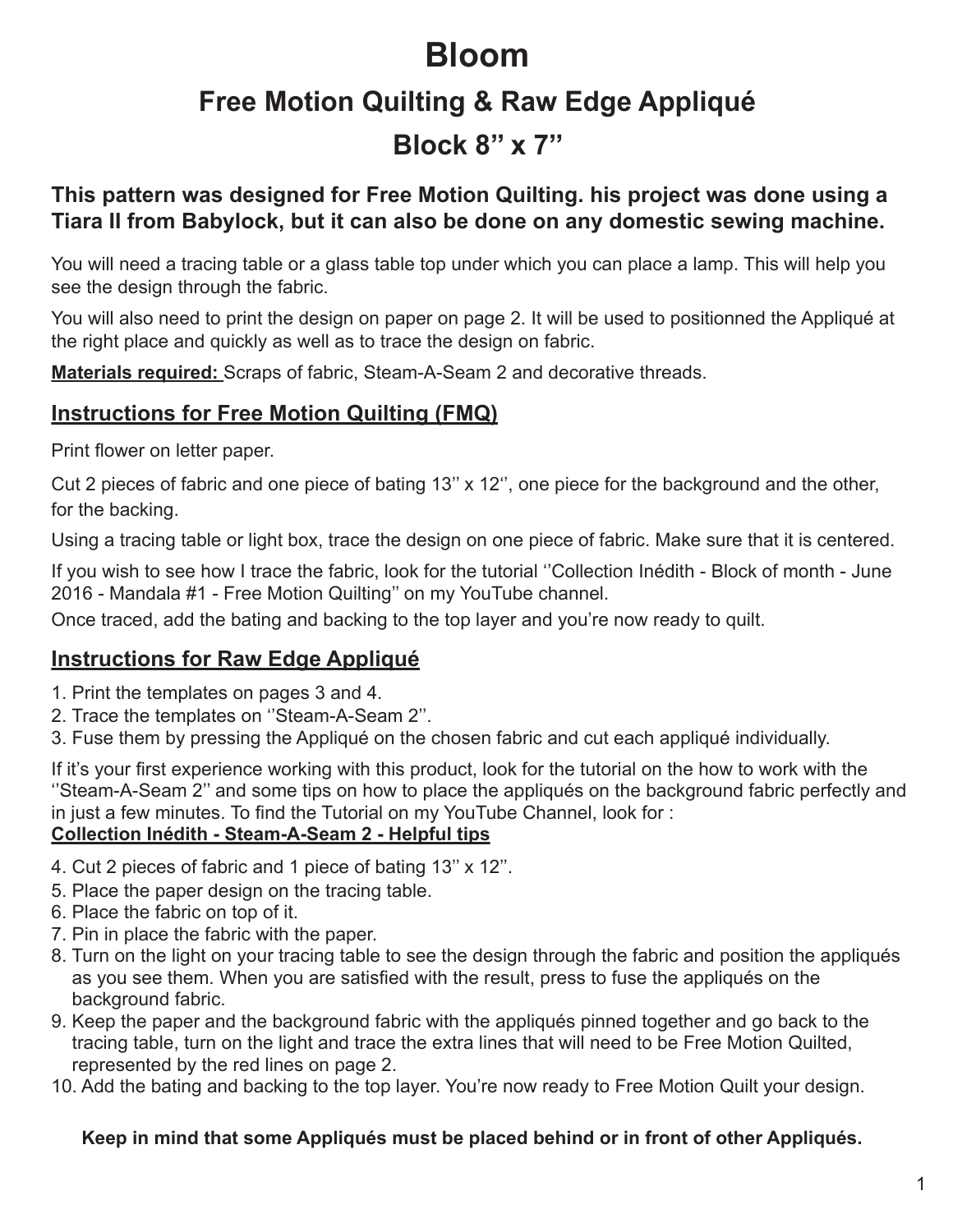# Bloom

## Free Motion Quilting & Raw Edge Appliqué

## Block 8'' x 7''

### This pattern was designed for Free Motion Quilting. his project was done using a Tiara II from Babylock, but it can also be done on any domestic sewing machine.

You will need a tracing table or a glass table top under which you can place a lamp. This will help you see the design through the fabric.

You will also need to print the design on paper on page 2. It will be used to positionned the Appliqué at the right place and quickly as well as to trace the design on fabric.

**Materials required:** Scraps of fabric, Steam-A-Seam 2 and decorative threads.

### Instructions for Free Motion Quilting (FMQ)

Print flower on letter paper.

Cut 2 pieces of fabric and one piece of bating 13'' x 12'', one piece for the background and the other, for the backing.

Using a tracing table or light box, trace the design on one piece of fabric. Make sure that it is centered.

If you wish to see how I trace the fabric, look for the tutorial ''Collection Inédith - Block of month - June 2016 - Mandala #1 - Free Motion Quilting'' on my YouTube channel.

Once traced, add the bating and backing to the top layer and you're now ready to quilt.

### Instructions for Raw Edge Appliqué

1. Print the templates on pages 3 and 4.
2. Trace the templates on ''Steam-A-Seam 2''.
3. Fuse them by pressing the Appliqué on the chosen fabric and cut each appliqué individually.

If it's your first experience working with this product, look for the tutorial on the how to work with the ''Steam-A-Seam 2'' and some tips on how to place the appliqués on the background fabric perfectly and in just a few minutes. To find the Tutorial on my YouTube Channel, look for :
**Collection Inédith - Steam-A-Seam 2 - Helpful tips**

4. Cut 2 pieces of fabric and 1 piece of bating 13'' x 12''.
5. Place the paper design on the tracing table.
6. Place the fabric on top of it.
7. Pin in place the fabric with the paper.
8. Turn on the light on your tracing table to see the design through the fabric and position the appliqués as you see them. When you are satisfied with the result, press to fuse the appliqués on the background fabric.
9. Keep the paper and the background fabric with the appliqués pinned together and go back to the tracing table, turn on the light and trace the extra lines that will need to be Free Motion Quilted, represented by the red lines on page 2.
10. Add the bating and backing to the top layer. You're now ready to Free Motion Quilt your design.

**Keep in mind that some Appliqués must be placed behind or in front of other Appliqués.**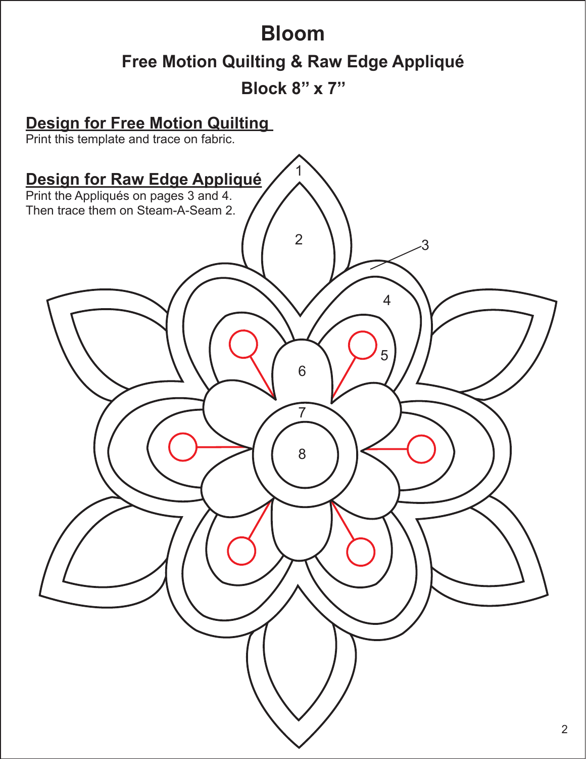# Bloom

## Free Motion Quilting & Raw Edge Appliqué

## Block 8" x 7"

**Design for Free Motion Quilting**

Print this template and trace on fabric.

**Design for Raw Edge Appliqué**

Print the Appliqués on pages 3 and 4.
Then trace them on Steam-A-Seam 2.

1

2

3

4

5

6

7

8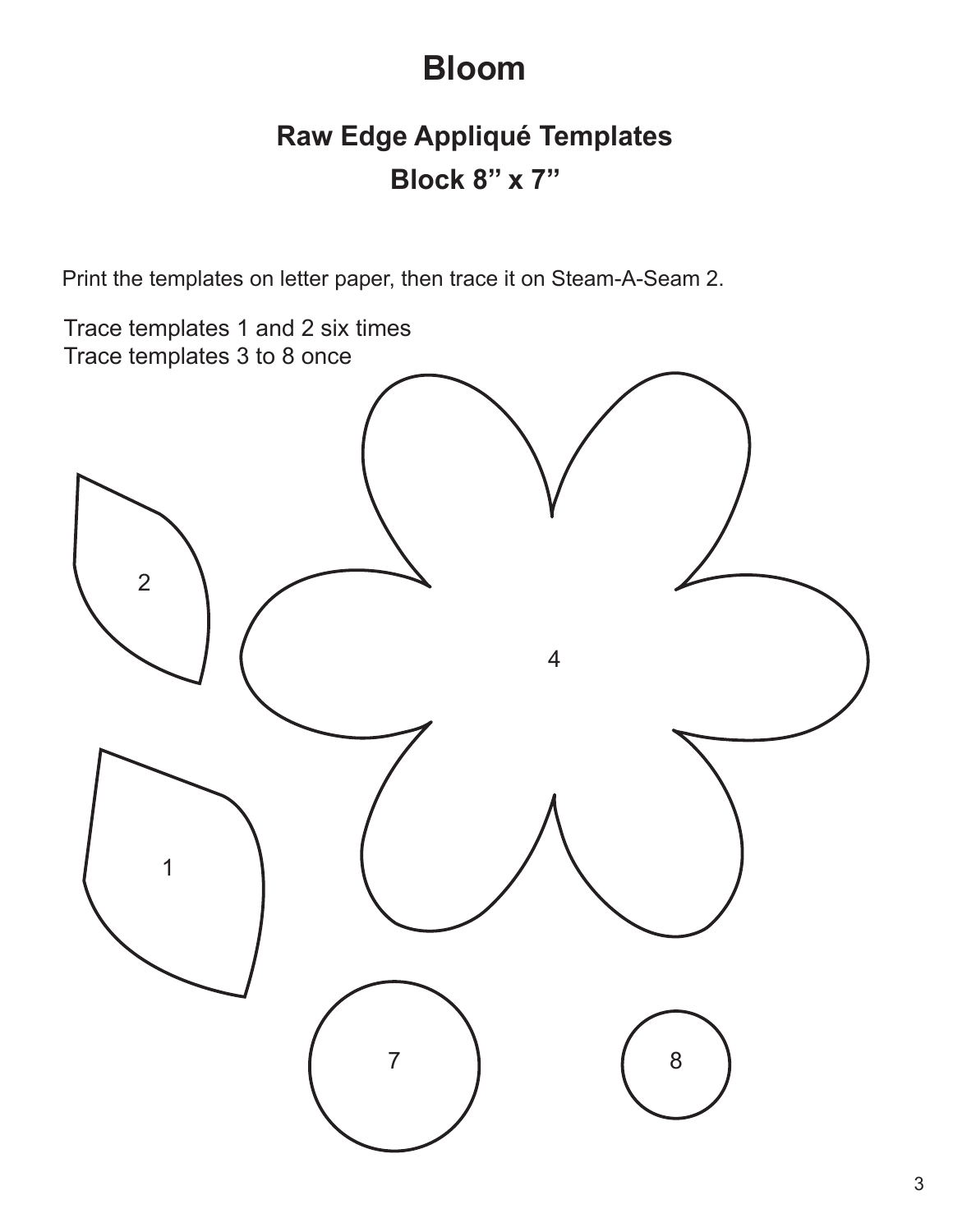# Bloom

## Raw Edge Appliqué Templates

## Block 8” x 7”

Print the templates on letter paper, then trace it on Steam-A-Seam 2.

Trace templates 1 and 2 six times
Trace templates 3 to 8 once

2

4

1

7

8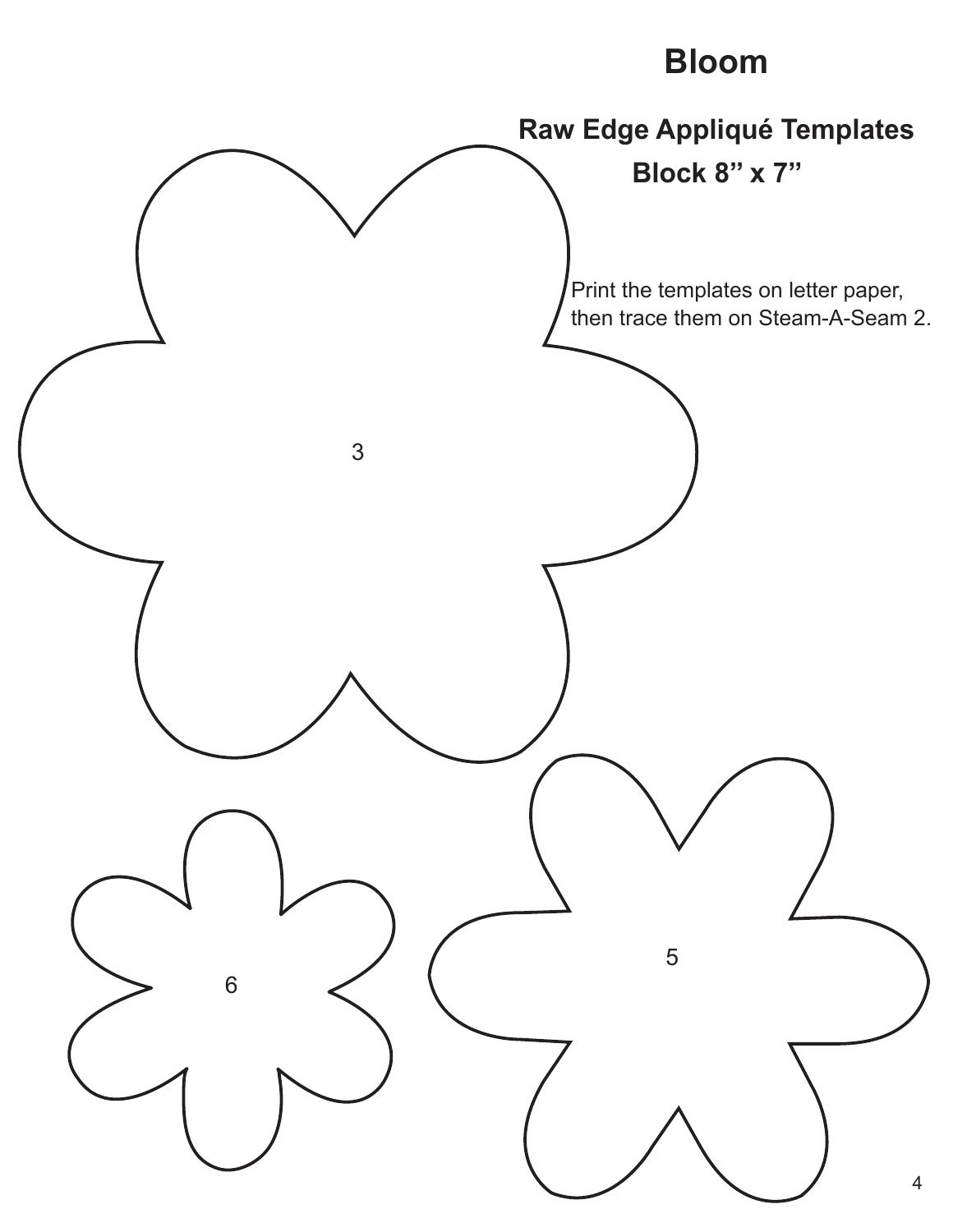# Bloom

## Raw Edge Appliqué Templates

## Block 8” x 7”

Print the templates on letter paper, then trace them on Steam-A-Seam 2.

3

6

5